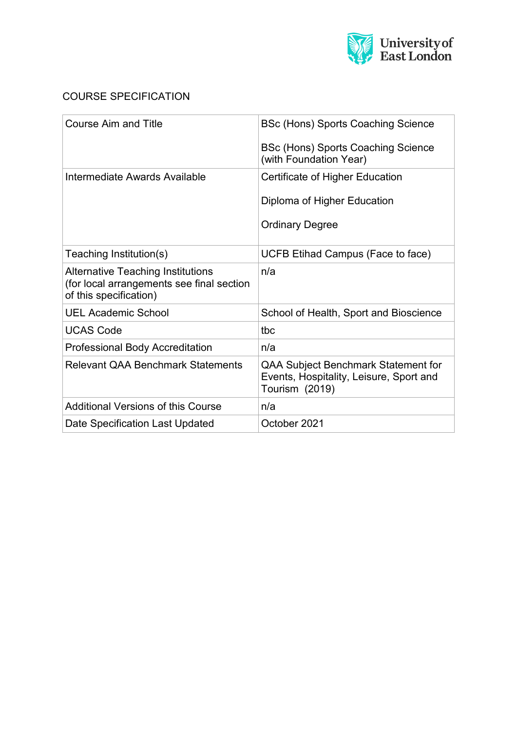University of East London

# COURSE SPECIFICATION

| | |
|---|---|
| Course Aim and Title | BSc (Hons) Sports Coaching Science<br><br>BSc (Hons) Sports Coaching Science (with Foundation Year) |
| Intermediate Awards Available | Certificate of Higher Education<br><br>Diploma of Higher Education<br><br>Ordinary Degree |
| Teaching Institution(s) | UCFB Etihad Campus (Face to face) |
| Alternative Teaching Institutions (for local arrangements see final section of this specification) | n/a |
| UEL Academic School | School of Health, Sport and Bioscience |
| UCAS Code | tbc |
| Professional Body Accreditation | n/a |
| Relevant QAA Benchmark Statements | QAA Subject Benchmark Statement for Events, Hospitality, Leisure, Sport and Tourism (2019) |
| Additional Versions of this Course | n/a |
| Date Specification Last Updated | October 2021 |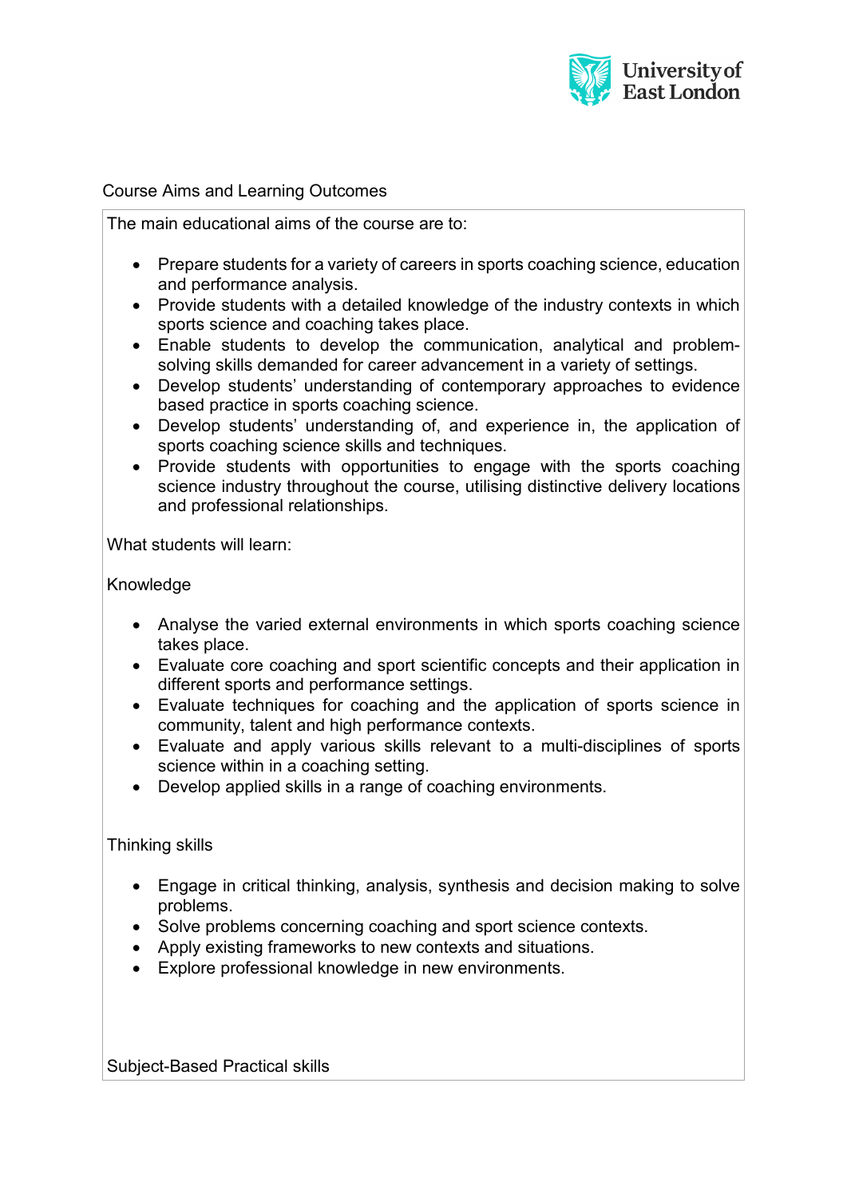## Course Aims and Learning Outcomes

The main educational aims of the course are to:

- Prepare students for a variety of careers in sports coaching science, education and performance analysis.
- Provide students with a detailed knowledge of the industry contexts in which sports science and coaching takes place.
- Enable students to develop the communication, analytical and problem-solving skills demanded for career advancement in a variety of settings.
- Develop students' understanding of contemporary approaches to evidence based practice in sports coaching science.
- Develop students' understanding of, and experience in, the application of sports coaching science skills and techniques.
- Provide students with opportunities to engage with the sports coaching science industry throughout the course, utilising distinctive delivery locations and professional relationships.

What students will learn:

### Knowledge

- Analyse the varied external environments in which sports coaching science takes place.
- Evaluate core coaching and sport scientific concepts and their application in different sports and performance settings.
- Evaluate techniques for coaching and the application of sports science in community, talent and high performance contexts.
- Evaluate and apply various skills relevant to a multi-disciplines of sports science within in a coaching setting.
- Develop applied skills in a range of coaching environments.

### Thinking skills

- Engage in critical thinking, analysis, synthesis and decision making to solve problems.
- Solve problems concerning coaching and sport science contexts.
- Apply existing frameworks to new contexts and situations.
- Explore professional knowledge in new environments.

### Subject-Based Practical skills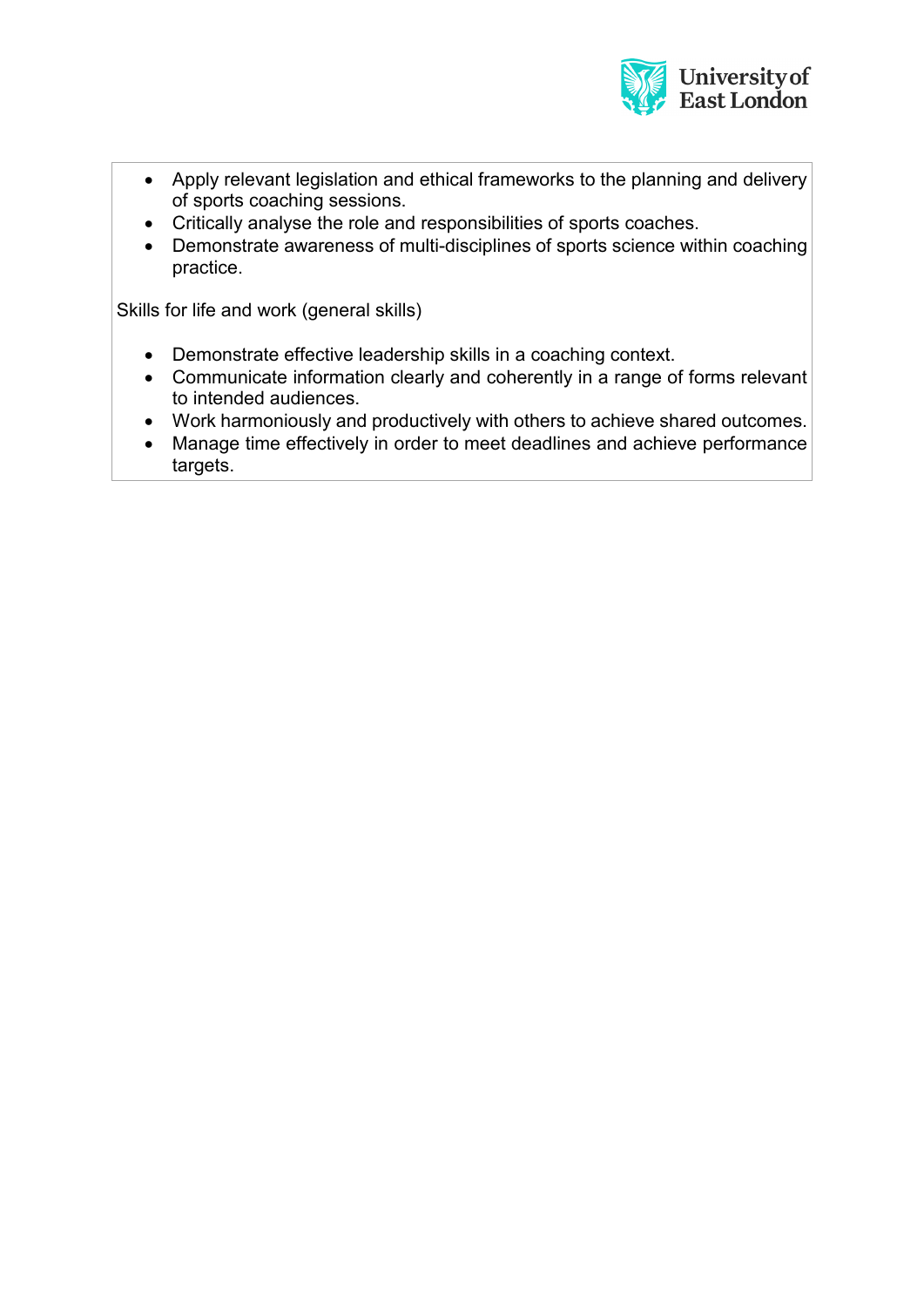- Apply relevant legislation and ethical frameworks to the planning and delivery of sports coaching sessions.
- Critically analyse the role and responsibilities of sports coaches.
- Demonstrate awareness of multi-disciplines of sports science within coaching practice.

Skills for life and work (general skills)

- Demonstrate effective leadership skills in a coaching context.
- Communicate information clearly and coherently in a range of forms relevant to intended audiences.
- Work harmoniously and productively with others to achieve shared outcomes.
- Manage time effectively in order to meet deadlines and achieve performance targets.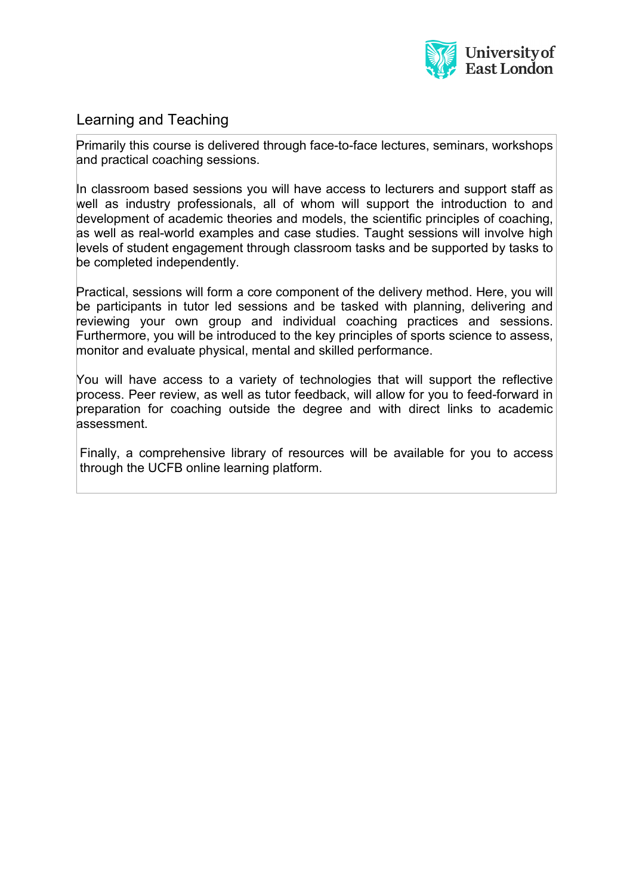## Learning and Teaching

Primarily this course is delivered through face-to-face lectures, seminars, workshops and practical coaching sessions.

In classroom based sessions you will have access to lecturers and support staff as well as industry professionals, all of whom will support the introduction to and development of academic theories and models, the scientific principles of coaching, as well as real-world examples and case studies. Taught sessions will involve high levels of student engagement through classroom tasks and be supported by tasks to be completed independently.

Practical, sessions will form a core component of the delivery method. Here, you will be participants in tutor led sessions and be tasked with planning, delivering and reviewing your own group and individual coaching practices and sessions. Furthermore, you will be introduced to the key principles of sports science to assess, monitor and evaluate physical, mental and skilled performance.

You will have access to a variety of technologies that will support the reflective process. Peer review, as well as tutor feedback, will allow for you to feed-forward in preparation for coaching outside the degree and with direct links to academic assessment.

Finally, a comprehensive library of resources will be available for you to access through the UCFB online learning platform.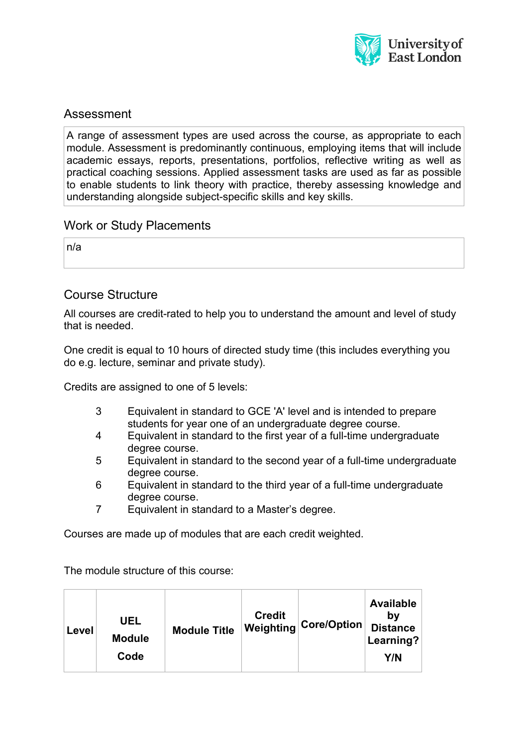## Assessment

A range of assessment types are used across the course, as appropriate to each module. Assessment is predominantly continuous, employing items that will include academic essays, reports, presentations, portfolios, reflective writing as well as practical coaching sessions. Applied assessment tasks are used as far as possible to enable students to link theory with practice, thereby assessing knowledge and understanding alongside subject-specific skills and key skills.

## Work or Study Placements

n/a

## Course Structure

All courses are credit-rated to help you to understand the amount and level of study that is needed.

One credit is equal to 10 hours of directed study time (this includes everything you do e.g. lecture, seminar and private study).

Credits are assigned to one of 5 levels:

- 3 Equivalent in standard to GCE 'A' level and is intended to prepare students for year one of an undergraduate degree course.
- 4 Equivalent in standard to the first year of a full-time undergraduate degree course.
- 5 Equivalent in standard to the second year of a full-time undergraduate degree course.
- 6 Equivalent in standard to the third year of a full-time undergraduate degree course.
- 7 Equivalent in standard to a Master's degree.

Courses are made up of modules that are each credit weighted.

The module structure of this course:

| Level | UEL Module Code | Module Title | Credit Weighting | Core/Option | Available by Distance Learning? Y/N |
|---|---|---|---|---|---|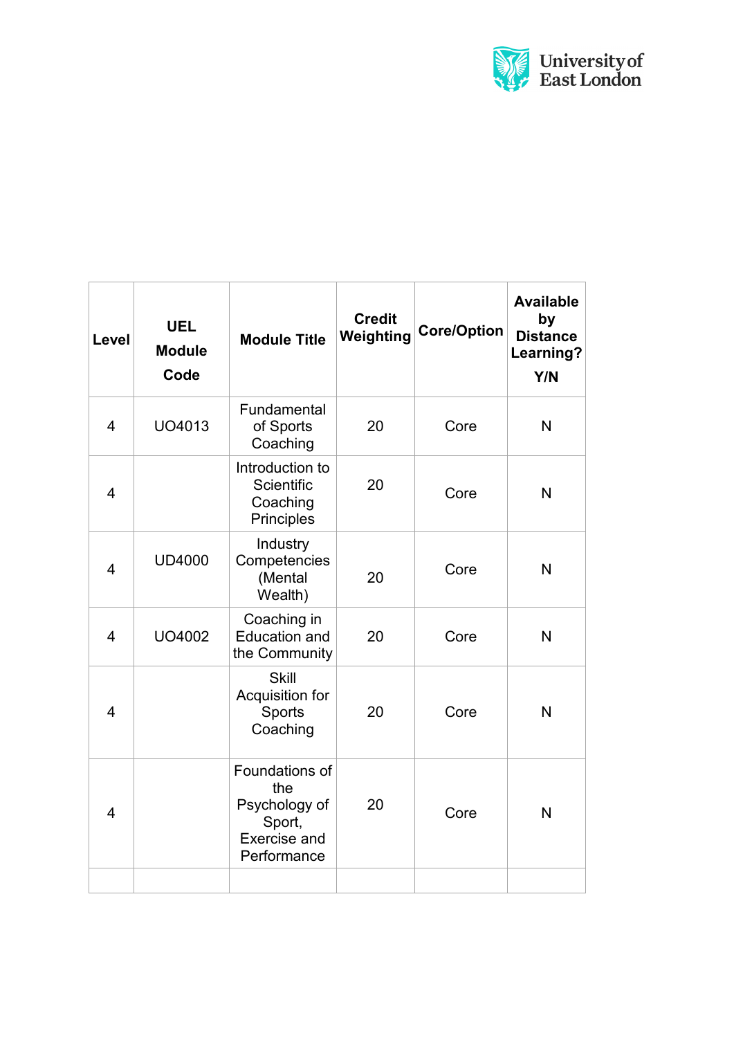| Level | UEL Module Code | Module Title | Credit Weighting | Core/Option | Available by Distance Learning? Y/N |
|---|---|---|---|---|---|
| 4 | UO4013 | Fundamental of Sports Coaching | 20 | Core | N |
| 4 | | Introduction to Scientific Coaching Principles | 20 | Core | N |
| 4 | UD4000 | Industry Competencies (Mental Wealth) | 20 | Core | N |
| 4 | UO4002 | Coaching in Education and the Community | 20 | Core | N |
| 4 | | Skill Acquisition for Sports Coaching | 20 | Core | N |
| 4 | | Foundations of the Psychology of Sport, Exercise and Performance | 20 | Core | N |
| | | | | | |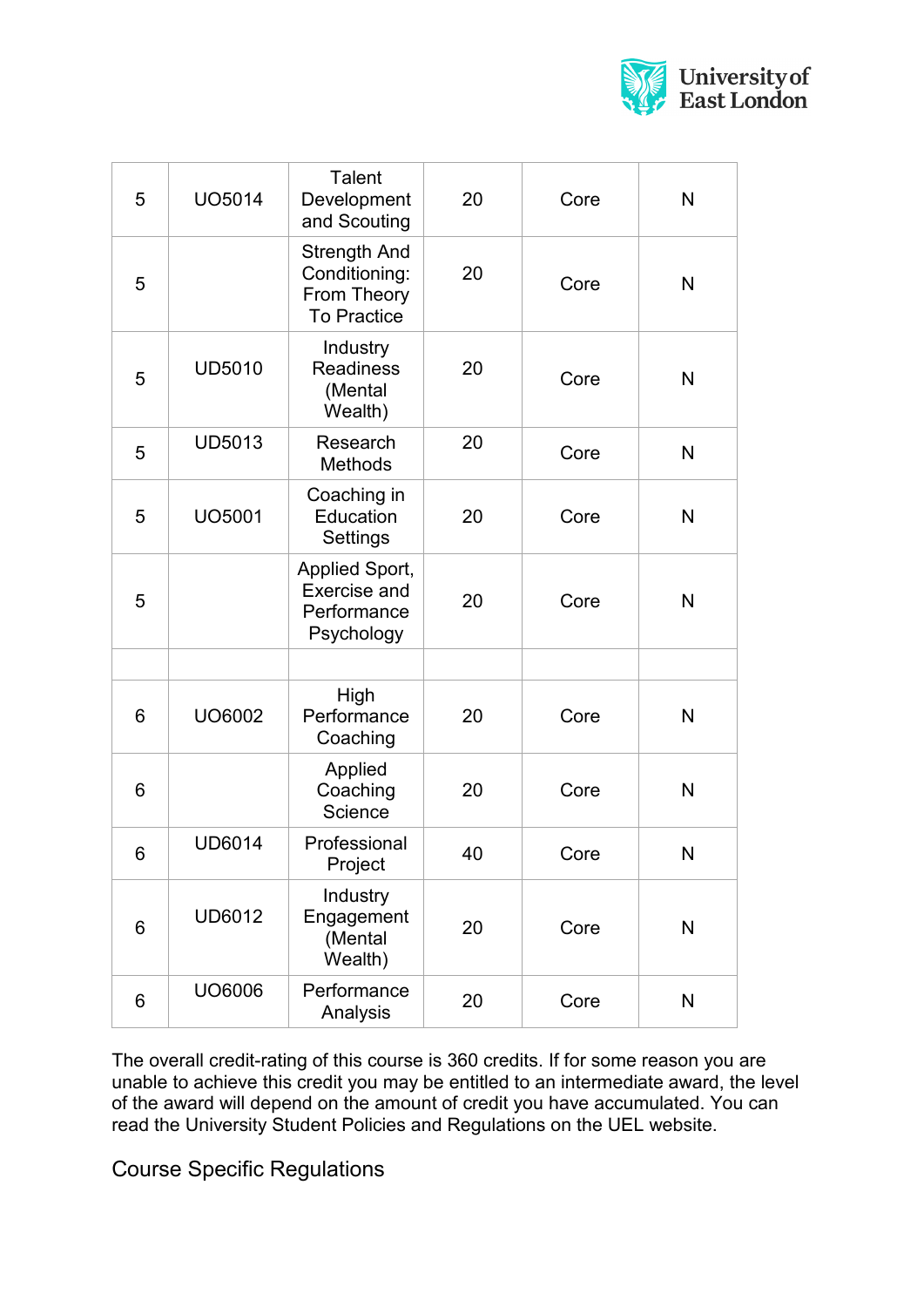| | | | | | |
|---|---|---|---|---|---|
| 5 | UO5014 | Talent Development and Scouting | 20 | Core | N |
| 5 | | Strength And Conditioning: From Theory To Practice | 20 | Core | N |
| 5 | UD5010 | Industry Readiness (Mental Wealth) | 20 | Core | N |
| 5 | UD5013 | Research Methods | 20 | Core | N |
| 5 | UO5001 | Coaching in Education Settings | 20 | Core | N |
| 5 | | Applied Sport, Exercise and Performance Psychology | 20 | Core | N |
| | | | | | |
| 6 | UO6002 | High Performance Coaching | 20 | Core | N |
| 6 | | Applied Coaching Science | 20 | Core | N |
| 6 | UD6014 | Professional Project | 40 | Core | N |
| 6 | UD6012 | Industry Engagement (Mental Wealth) | 20 | Core | N |
| 6 | UO6006 | Performance Analysis | 20 | Core | N |

The overall credit-rating of this course is 360 credits. If for some reason you are unable to achieve this credit you may be entitled to an intermediate award, the level of the award will depend on the amount of credit you have accumulated. You can read the University Student Policies and Regulations on the UEL website.

## Course Specific Regulations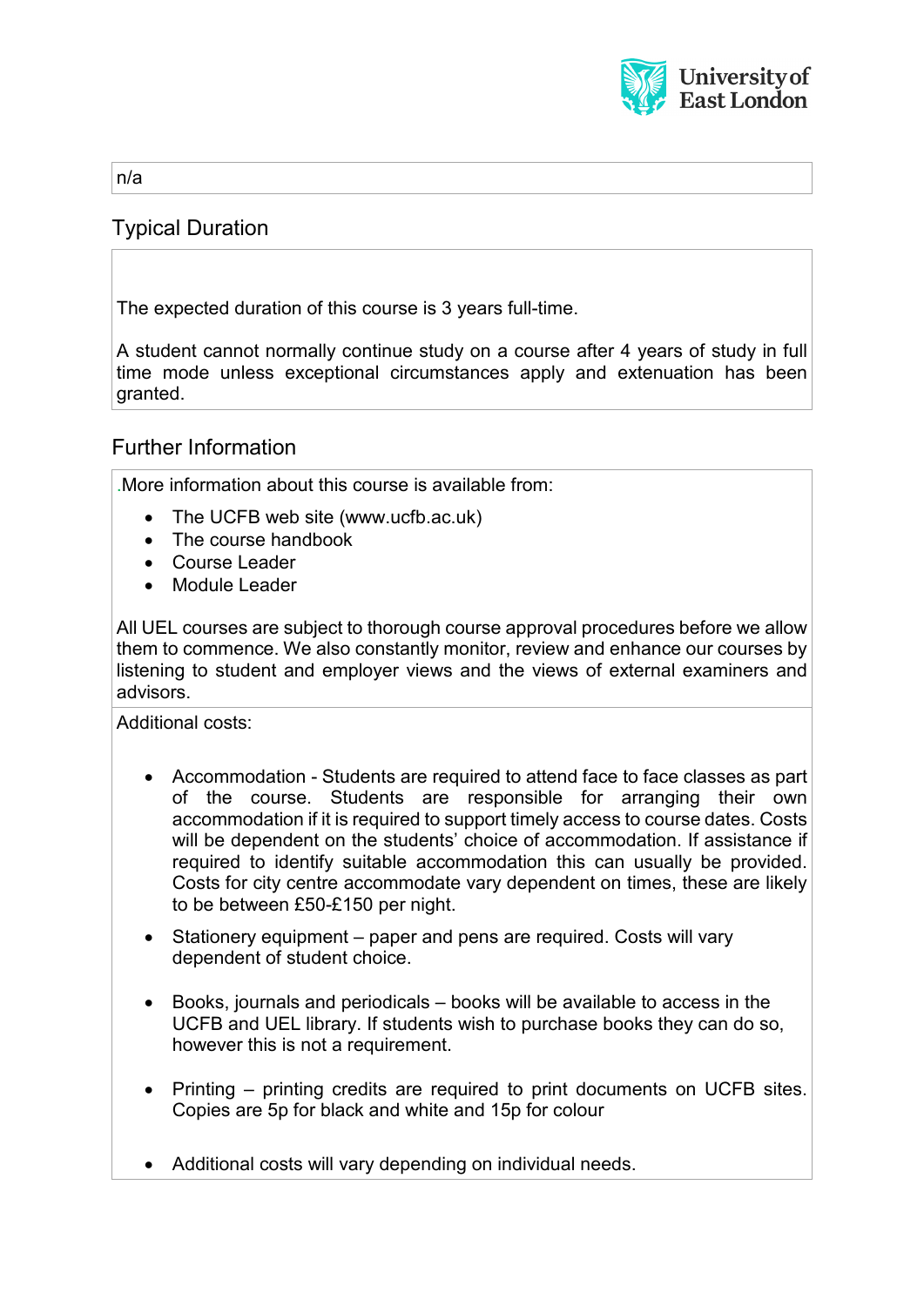n/a

## Typical Duration

The expected duration of this course is 3 years full-time.

A student cannot normally continue study on a course after 4 years of study in full time mode unless exceptional circumstances apply and extenuation has been granted.

## Further Information

.More information about this course is available from:

- The UCFB web site (www.ucfb.ac.uk)
- The course handbook
- Course Leader
- Module Leader

All UEL courses are subject to thorough course approval procedures before we allow them to commence. We also constantly monitor, review and enhance our courses by listening to student and employer views and the views of external examiners and advisors.

Additional costs:

- Accommodation - Students are required to attend face to face classes as part of the course. Students are responsible for arranging their own accommodation if it is required to support timely access to course dates. Costs will be dependent on the students' choice of accommodation. If assistance if required to identify suitable accommodation this can usually be provided. Costs for city centre accommodate vary dependent on times, these are likely to be between £50-£150 per night.
- Stationery equipment – paper and pens are required. Costs will vary dependent of student choice.
- Books, journals and periodicals – books will be available to access in the UCFB and UEL library. If students wish to purchase books they can do so, however this is not a requirement.
- Printing – printing credits are required to print documents on UCFB sites. Copies are 5p for black and white and 15p for colour
- Additional costs will vary depending on individual needs.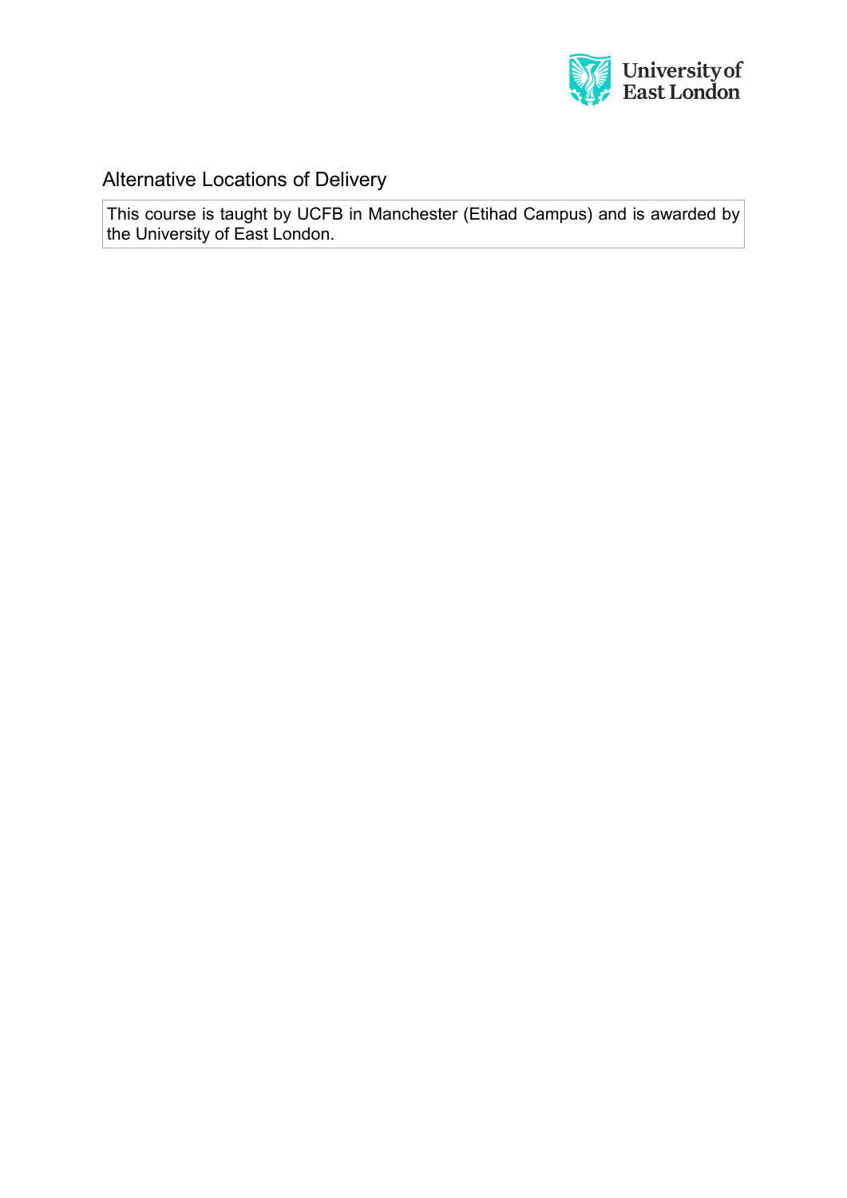## Alternative Locations of Delivery

| |
|---|
| This course is taught by UCFB in Manchester (Etihad Campus) and is awarded by the University of East London. |